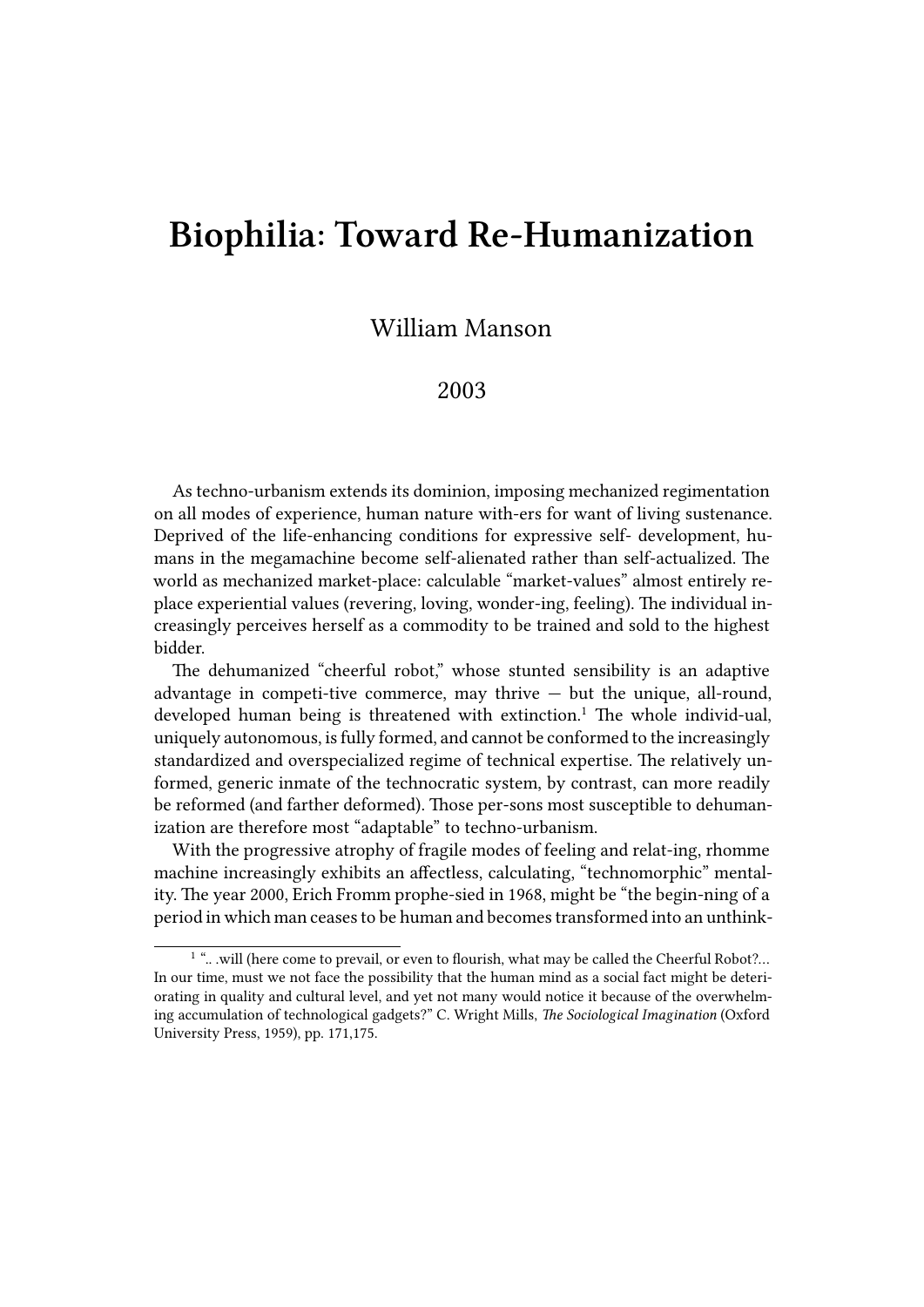# Biophilia: Toward Re-Humanization

William Manson

2003

As techno-urbanism extends its dominion, imposing mechanized regimentation on all modes of experience, human nature with-ers for want of living sustenance. Deprived of the life-enhancing conditions for expressive self- development, humans in the megamachine become self-alienated rather than self-actualized. The world as mechanized market-place: calculable "market-values" almost entirely replace experiential values (revering, loving, wonder-ing, feeling). The individual increasingly perceives herself as a commodity to be trained and sold to the highest bidder.

The dehumanized "cheerful robot," whose stunted sensibility is an adaptive advantage in competi-tive commerce, may thrive — but the unique, all-round, developed human being is threatened with extinction.[1] The whole individ-ual, uniquely autonomous, is fully formed, and cannot be conformed to the increasingly standardized and overspecialized regime of technical expertise. The relatively unformed, generic inmate of the technocratic system, by contrast, can more readily be reformed (and farther deformed). Those per-sons most susceptible to dehumanization are therefore most "adaptable" to techno-urbanism.

With the progressive atrophy of fragile modes of feeling and relat-ing, rhomme machine increasingly exhibits an affectless, calculating, "technomorphic" mentality. The year 2000, Erich Fromm prophe-sied in 1968, might be "the begin-ning of a period in which man ceases to be human and becomes transformed into an unthink-

[1] ".. .will (here come to prevail, or even to flourish, what may be called the Cheerful Robot?… In our time, must we not face the possibility that the human mind as a social fact might be deteriorating in quality and cultural level, and yet not many would notice it because of the overwhelming accumulation of technological gadgets?" C. Wright Mills, *The Sociological Imagination* (Oxford University Press, 1959), pp. 171,175.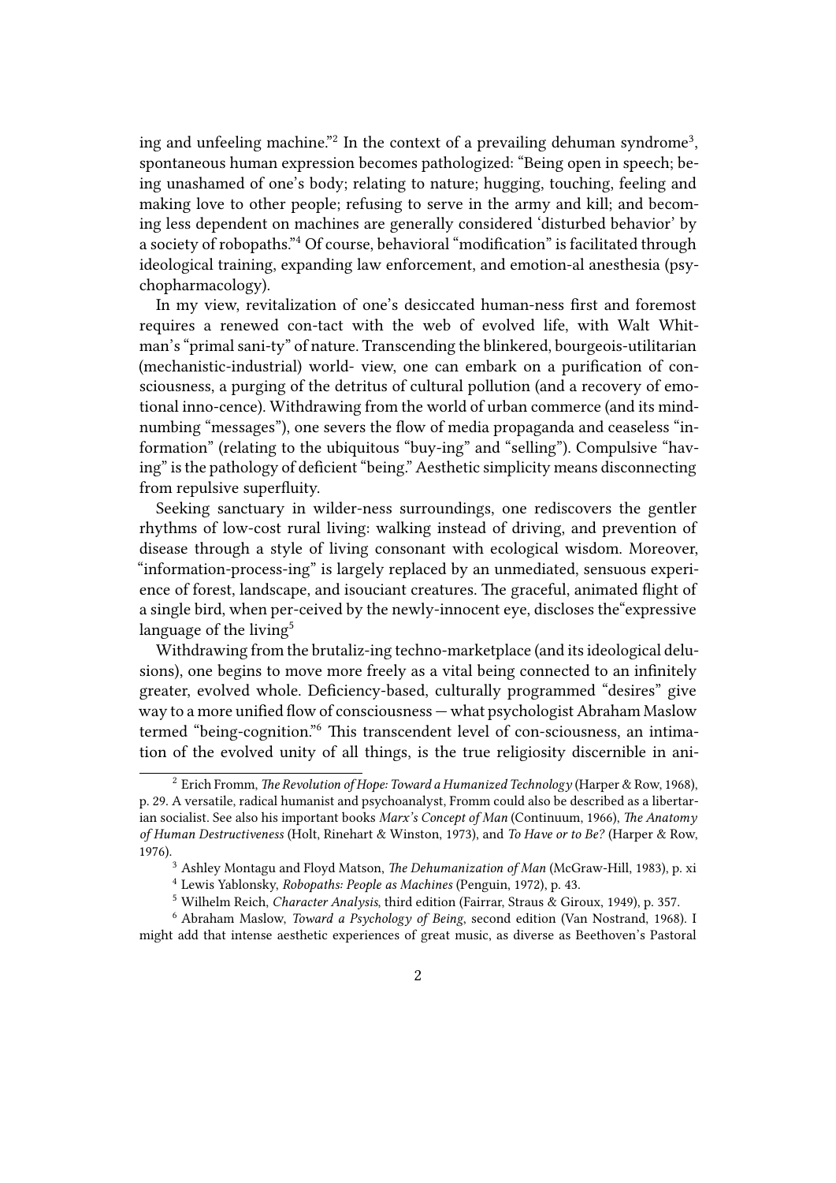ing and unfeeling machine."[2] In the context of a prevailing dehuman syndrome[3], spontaneous human expression becomes pathologized: "Being open in speech; being unashamed of one's body; relating to nature; hugging, touching, feeling and making love to other people; refusing to serve in the army and kill; and becoming less dependent on machines are generally considered 'disturbed behavior' by a society of robopaths."[4] Of course, behavioral "modification" is facilitated through ideological training, expanding law enforcement, and emotion-al anesthesia (psychopharmacology).

In my view, revitalization of one's desiccated human-ness first and foremost requires a renewed con-tact with the web of evolved life, with Walt Whitman's "primal sani-ty" of nature. Transcending the blinkered, bourgeois-utilitarian (mechanistic-industrial) world- view, one can embark on a purification of consciousness, a purging of the detritus of cultural pollution (and a recovery of emotional inno-cence). Withdrawing from the world of urban commerce (and its mind-numbing "messages"), one severs the flow of media propaganda and ceaseless "information" (relating to the ubiquitous "buy-ing" and "selling"). Compulsive "having" is the pathology of deficient "being." Aesthetic simplicity means disconnecting from repulsive superfluity.

Seeking sanctuary in wilder-ness surroundings, one rediscovers the gentler rhythms of low-cost rural living: walking instead of driving, and prevention of disease through a style of living consonant with ecological wisdom. Moreover, "information-process-ing" is largely replaced by an unmediated, sensuous experience of forest, landscape, and isouciant creatures. The graceful, animated flight of a single bird, when per-ceived by the newly-innocent eye, discloses the"expressive language of the living[5]

Withdrawing from the brutaliz-ing techno-marketplace (and its ideological delusions), one begins to move more freely as a vital being connected to an infinitely greater, evolved whole. Deficiency-based, culturally programmed "desires" give way to a more unified flow of consciousness — what psychologist Abraham Maslow termed "being-cognition."[6] This transcendent level of con-sciousness, an intimation of the evolved unity of all things, is the true religiosity discernible in ani-

---

[2] Erich Fromm, *The Revolution of Hope: Toward a Humanized Technology* (Harper & Row, 1968), p. 29. A versatile, radical humanist and psychoanalyst, Fromm could also be described as a libertarian socialist. See also his important books *Marx's Concept of Man* (Continuum, 1966), *The Anatomy of Human Destructiveness* (Holt, Rinehart & Winston, 1973), and *To Have or to Be?* (Harper & Row, 1976).

[3] Ashley Montagu and Floyd Matson, *The Dehumanization of Man* (McGraw-Hill, 1983), p. xi

[4] Lewis Yablonsky, *Robopaths: People as Machines* (Penguin, 1972), p. 43.

[5] Wilhelm Reich, *Character Analysis*, third edition (Fairrar, Straus & Giroux, 1949), p. 357.

[6] Abraham Maslow, *Toward a Psychology of Being*, second edition (Van Nostrand, 1968). I might add that intense aesthetic experiences of great music, as diverse as Beethoven's Pastoral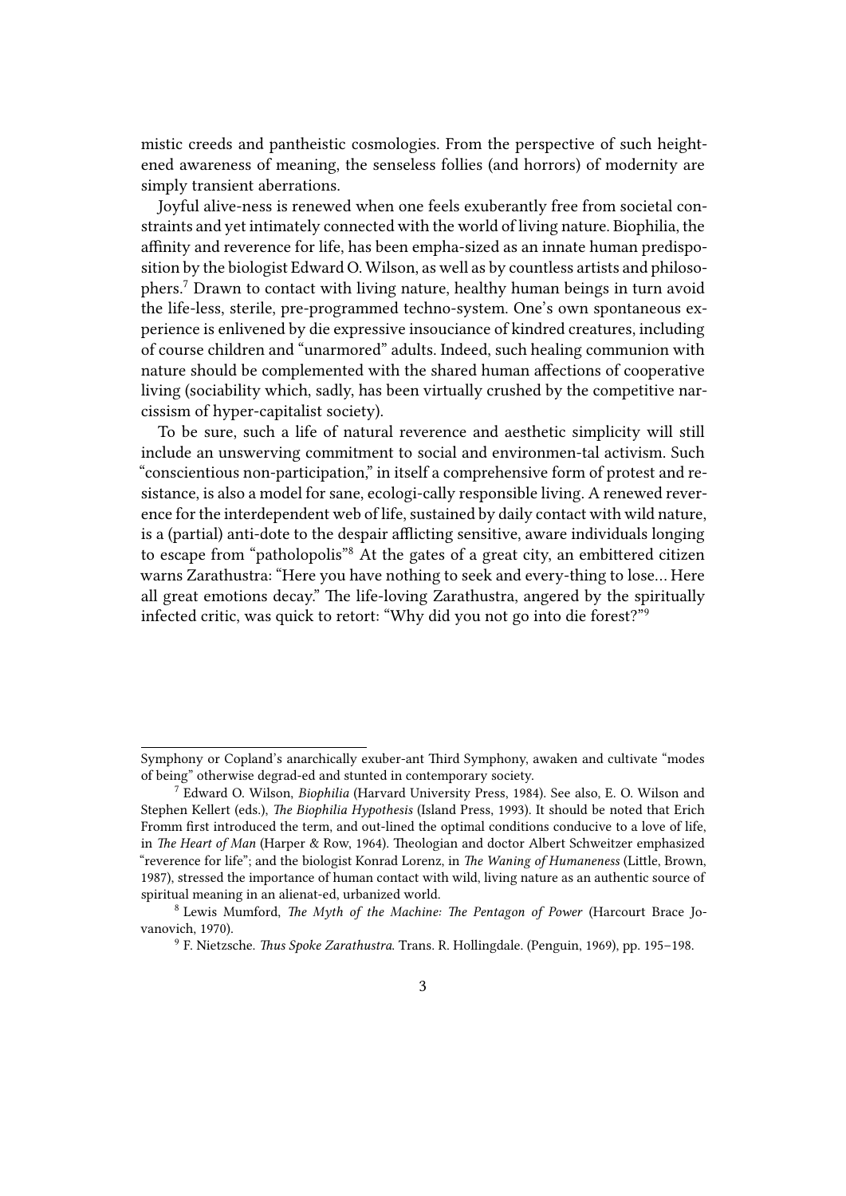mistic creeds and pantheistic cosmologies. From the perspective of such heightened awareness of meaning, the senseless follies (and horrors) of modernity are simply transient aberrations.

Joyful alive-ness is renewed when one feels exuberantly free from societal constraints and yet intimately connected with the world of living nature. Biophilia, the affinity and reverence for life, has been empha-sized as an innate human predisposition by the biologist Edward O. Wilson, as well as by countless artists and philosophers.[7] Drawn to contact with living nature, healthy human beings in turn avoid the life-less, sterile, pre-programmed techno-system. One's own spontaneous experience is enlivened by die expressive insouciance of kindred creatures, including of course children and "unarmored" adults. Indeed, such healing communion with nature should be complemented with the shared human affections of cooperative living (sociability which, sadly, has been virtually crushed by the competitive narcissism of hyper-capitalist society).

To be sure, such a life of natural reverence and aesthetic simplicity will still include an unswerving commitment to social and environmen-tal activism. Such "conscientious non-participation," in itself a comprehensive form of protest and resistance, is also a model for sane, ecologi-cally responsible living. A renewed reverence for the interdependent web of life, sustained by daily contact with wild nature, is a (partial) anti-dote to the despair afflicting sensitive, aware individuals longing to escape from "patholopolis"[8] At the gates of a great city, an embittered citizen warns Zarathustra: "Here you have nothing to seek and every-thing to lose… Here all great emotions decay." The life-loving Zarathustra, angered by the spiritually infected critic, was quick to retort: "Why did you not go into die forest?"[9]

---

Symphony or Copland's anarchically exuber-ant Third Symphony, awaken and cultivate "modes of being" otherwise degrad-ed and stunted in contemporary society.

[7] Edward O. Wilson, *Biophilia* (Harvard University Press, 1984). See also, E. O. Wilson and Stephen Kellert (eds.), *The Biophilia Hypothesis* (Island Press, 1993). It should be noted that Erich Fromm first introduced the term, and out-lined the optimal conditions conducive to a love of life, in *The Heart of Man* (Harper & Row, 1964). Theologian and doctor Albert Schweitzer emphasized "reverence for life"; and the biologist Konrad Lorenz, in *The Waning of Humaneness* (Little, Brown, 1987), stressed the importance of human contact with wild, living nature as an authentic source of spiritual meaning in an alienat-ed, urbanized world.

[8] Lewis Mumford, *The Myth of the Machine: The Pentagon of Power* (Harcourt Brace Jovanovich, 1970).

[9] F. Nietzsche. *Thus Spoke Zarathustra*. Trans. R. Hollingdale. (Penguin, 1969), pp. 195–198.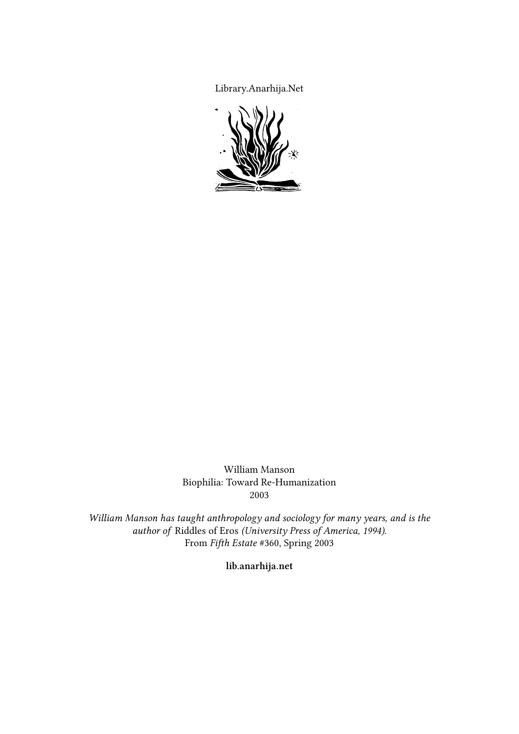Library.Anarhija.Net

William Manson
Biophilia: Toward Re-Humanization
2003

*William Manson has taught anthropology and sociology for many years, and is the author of* Riddles of Eros *(University Press of America, 1994).*
From *Fifth Estate* #360, Spring 2003

**lib.anarhija.net**